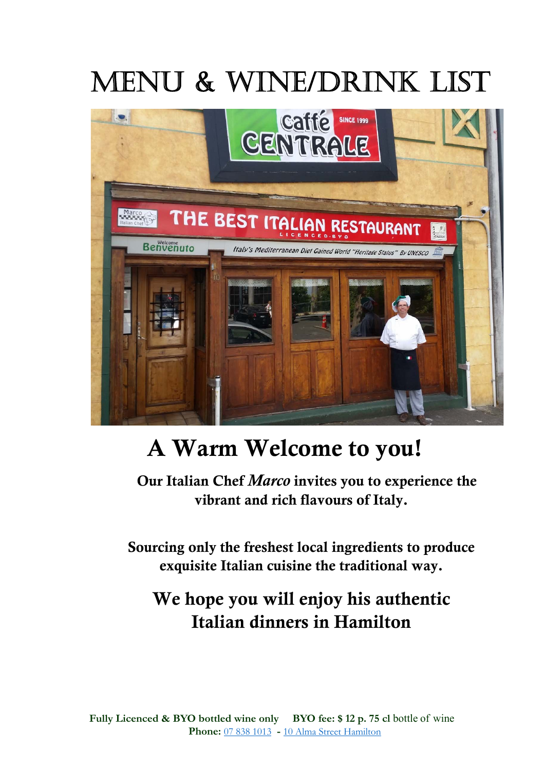# MENU & WINE/DRINK LIST

## A Warm Welcome to you!

**Our Italian Chef *Marco* invites you to experience the vibrant and rich flavours of Italy.**

**Sourcing only the freshest local ingredients to produce exquisite Italian cuisine the traditional way.**

## We hope you will enjoy his authentic Italian dinners in Hamilton

**Fully Licenced & BYO bottled wine only** **BYO fee: $ 12 p. 75 cl** bottle of wine
**Phone:** 07 838 1013 **-** 10 Alma Street Hamilton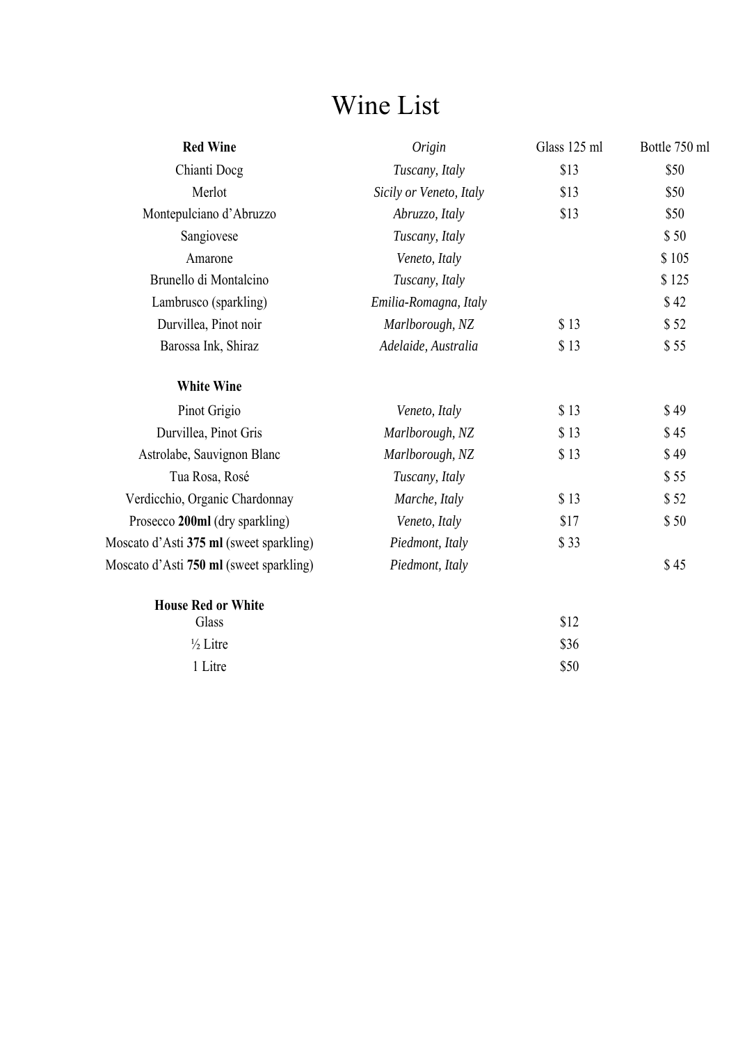# Wine List

| **Red Wine** | *Origin* | Glass 125 ml | Bottle 750 ml |
|---|---|---|---|
| Chianti Docg | *Tuscany, Italy* | $13 | $50 |
| Merlot | *Sicily or Veneto, Italy* | $13 | $50 |
| Montepulciano d'Abruzzo | *Abruzzo, Italy* | $13 | $50 |
| Sangiovese | *Tuscany, Italy* | | $ 50 |
| Amarone | *Veneto, Italy* | | $ 105 |
| Brunello di Montalcino | *Tuscany, Italy* | | $ 125 |
| Lambrusco (sparkling) | *Emilia-Romagna, Italy* | | $ 42 |
| Durvillea, Pinot noir | *Marlborough, NZ* | $ 13 | $ 52 |
| Barossa Ink, Shiraz | *Adelaide, Australia* | $ 13 | $ 55 |
| **White Wine** | | | |
| Pinot Grigio | *Veneto, Italy* | $ 13 | $ 49 |
| Durvillea, Pinot Gris | *Marlborough, NZ* | $ 13 | $ 45 |
| Astrolabe, Sauvignon Blanc | *Marlborough, NZ* | $ 13 | $ 49 |
| Tua Rosa, Rosé | *Tuscany, Italy* | | $ 55 |
| Verdicchio, Organic Chardonnay | *Marche, Italy* | $ 13 | $ 52 |
| Prosecco **200ml** (dry sparkling) | *Veneto, Italy* | $17 | $ 50 |
| Moscato d'Asti **375 ml** (sweet sparkling) | *Piedmont, Italy* | $ 33 | |
| Moscato d'Asti **750 ml** (sweet sparkling) | *Piedmont, Italy* | | $ 45 |
| **House Red or White** | | | |
| Glass | | $12 | |
| ½ Litre | | $36 | |
| 1 Litre | | $50 | |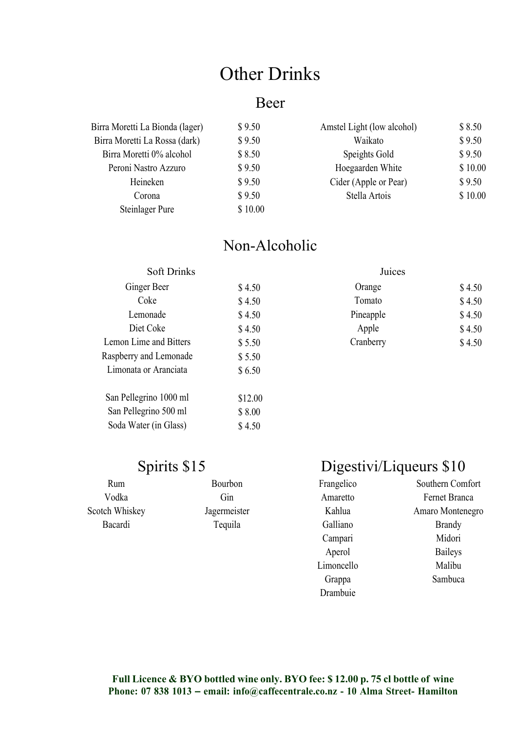# Other Drinks

## Beer

| | |
|---|---|
| Birra Moretti La Bionda (lager) | $ 9.50 |
| Birra Moretti La Rossa (dark) | $ 9.50 |
| Birra Moretti 0% alcohol | $ 8.50 |
| Peroni Nastro Azzuro | $ 9.50 |
| Heineken | $ 9.50 |
| Corona | $ 9.50 |
| Steinlager Pure | $ 10.00 |
| Amstel Light (low alcohol) | $ 8.50 |
| Waikato | $ 9.50 |
| Speights Gold | $ 9.50 |
| Hoegaarden White | $ 10.00 |
| Cider (Apple or Pear) | $ 9.50 |
| Stella Artois | $ 10.00 |

## Non-Alcoholic

### Soft Drinks

| | |
|---|---|
| Ginger Beer | $ 4.50 |
| Coke | $ 4.50 |
| Lemonade | $ 4.50 |
| Diet Coke | $ 4.50 |
| Lemon Lime and Bitters | $ 5.50 |
| Raspberry and Lemonade | $ 5.50 |
| Limonata or Aranciata | $ 6.50 |
| San Pellegrino 1000 ml | $12.00 |
| San Pellegrino 500 ml | $ 8.00 |
| Soda Water (in Glass) | $ 4.50 |

### Juices

| | |
|---|---|
| Orange | $ 4.50 |
| Tomato | $ 4.50 |
| Pineapple | $ 4.50 |
| Apple | $ 4.50 |
| Cranberry | $ 4.50 |

## Spirits $15

- Rum
- Vodka
- Scotch Whiskey
- Bacardi
- Bourbon
- Gin
- Jagermeister
- Tequila

## Digestivi/Liqueurs $10

- Frangelico
- Amaretto
- Kahlua
- Galliano
- Campari
- Aperol
- Limoncello
- Grappa
- Drambuie
- Southern Comfort
- Fernet Branca
- Amaro Montenegro
- Brandy
- Midori
- Baileys
- Malibu
- Sambuca

**Full Licence & BYO bottled wine only. BYO fee: $ 12.00 p. 75 cl bottle of wine**
**Phone: 07 838 1013 – email: info@caffecentrale.co.nz - 10 Alma Street- Hamilton**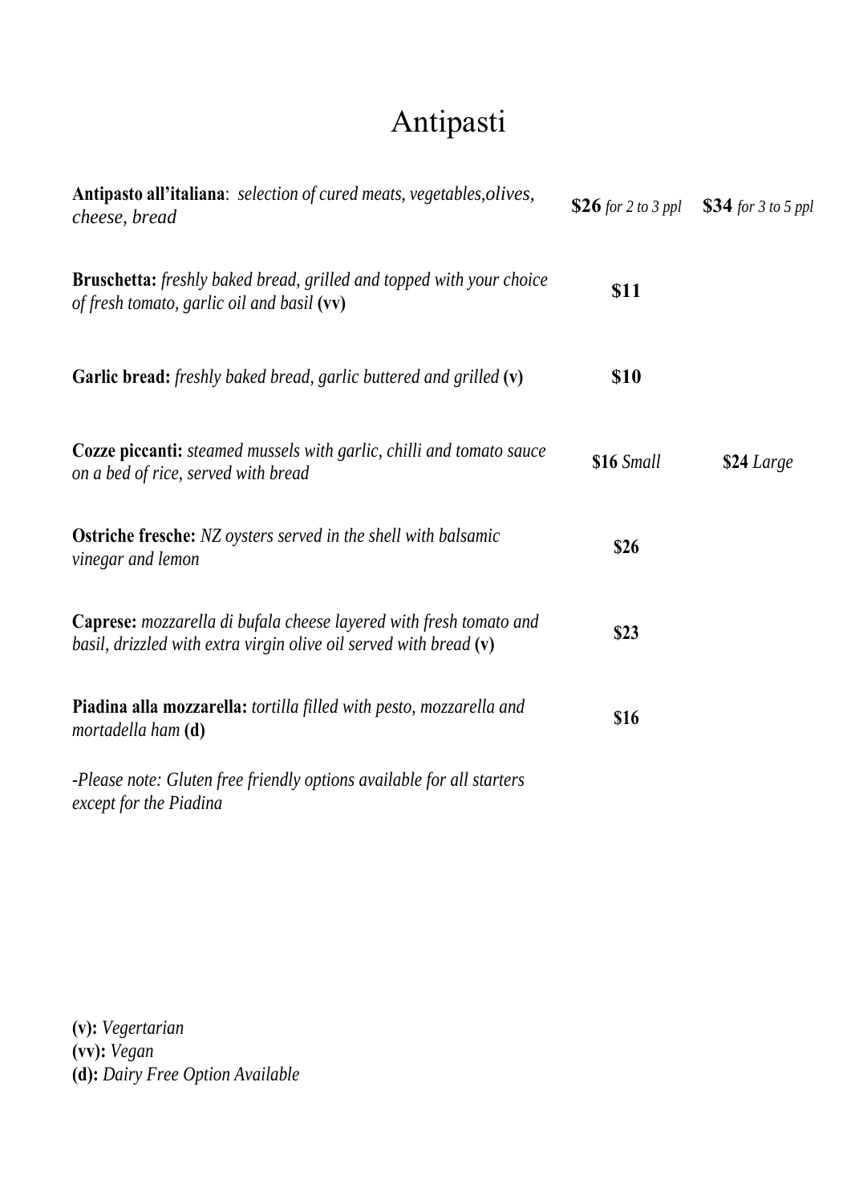# Antipasti

| | | |
|---|---|---|
| **Antipasto all'italiana**: *selection of cured meats, vegetables,olives, cheese, bread* | **$26** *for 2 to 3 ppl* | **$34** *for 3 to 5 ppl* |
| **Bruschetta:** *freshly baked bread, grilled and topped with your choice of fresh tomato, garlic oil and basil* **(vv)** | **$11** | |
| **Garlic bread:** *freshly baked bread, garlic buttered and grilled* **(v)** | **$10** | |
| **Cozze piccanti:** *steamed mussels with garlic, chilli and tomato sauce on a bed of rice, served with bread* | **$16** *Small* | **$24** *Large* |
| **Ostriche fresche:** *NZ oysters served in the shell with balsamic vinegar and lemon* | **$26** | |
| **Caprese:** *mozzarella di bufala cheese layered with fresh tomato and basil, drizzled with extra virgin olive oil served with bread* **(v)** | **$23** | |
| **Piadina alla mozzarella:** *tortilla filled with pesto, mozzarella and mortadella ham* **(d)** | **$16** | |

*-Please note: Gluten free friendly options available for all starters except for the Piadina*

**(v):** *Vegertarian*
**(vv):** *Vegan*
**(d):** *Dairy Free Option Available*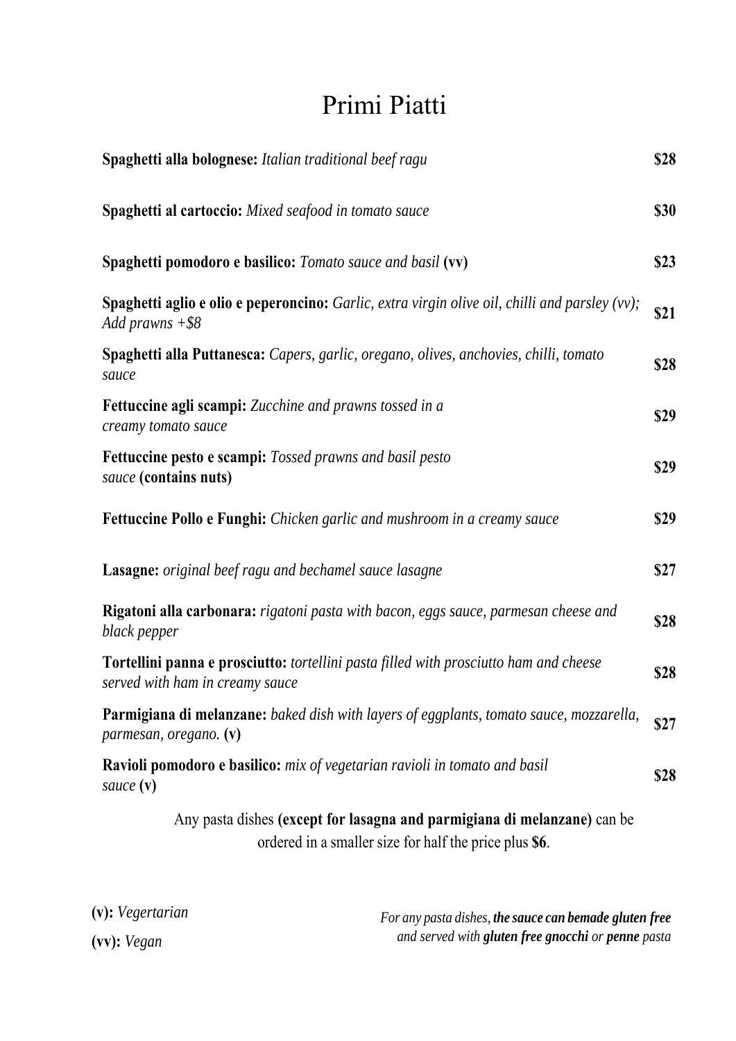# Primi Piatti

| | |
|---|---|
| **Spaghetti alla bolognese:** *Italian traditional beef ragu* | **$28** |
| **Spaghetti al cartoccio:** *Mixed seafood in tomato sauce* | **$30** |
| **Spaghetti pomodoro e basilico:** *Tomato sauce and basil* **(vv)** | **$23** |
| **Spaghetti aglio e olio e peperoncino:** *Garlic, extra virgin olive oil, chilli and parsley (vv); Add prawns +$8* | **$21** |
| **Spaghetti alla Puttanesca:** *Capers, garlic, oregano, olives, anchovies, chilli, tomato sauce* | **$28** |
| **Fettuccine agli scampi:** *Zucchine and prawns tossed in a creamy tomato sauce* | **$29** |
| **Fettuccine pesto e scampi:** *Tossed prawns and basil pesto sauce* **(contains nuts)** | **$29** |
| **Fettuccine Pollo e Funghi:** *Chicken garlic and mushroom in a creamy sauce* | **$29** |
| **Lasagne:** *original beef ragu and bechamel sauce lasagne* | **$27** |
| **Rigatoni alla carbonara:** *rigatoni pasta with bacon, eggs sauce, parmesan cheese and black pepper* | **$28** |
| **Tortellini panna e prosciutto:** *tortellini pasta filled with prosciutto ham and cheese served with ham in creamy sauce* | **$28** |
| **Parmigiana di melanzane:** *baked dish with layers of eggplants, tomato sauce, mozzarella, parmesan, oregano.* **(v)** | **$27** |
| **Ravioli pomodoro e basilico:** *mix of vegetarian ravioli in tomato and basil sauce* **(v)** | **$28** |

Any pasta dishes **(except for lasagna and parmigiana di melanzane)** can be ordered in a smaller size for half the price plus **$6**.

**(v):** *Vegertarian*

**(vv):** *Vegan*

*For any pasta dishes,* ***the sauce can bemade gluten free*** *and served with* ***gluten free gnocchi*** *or* ***penne*** *pasta*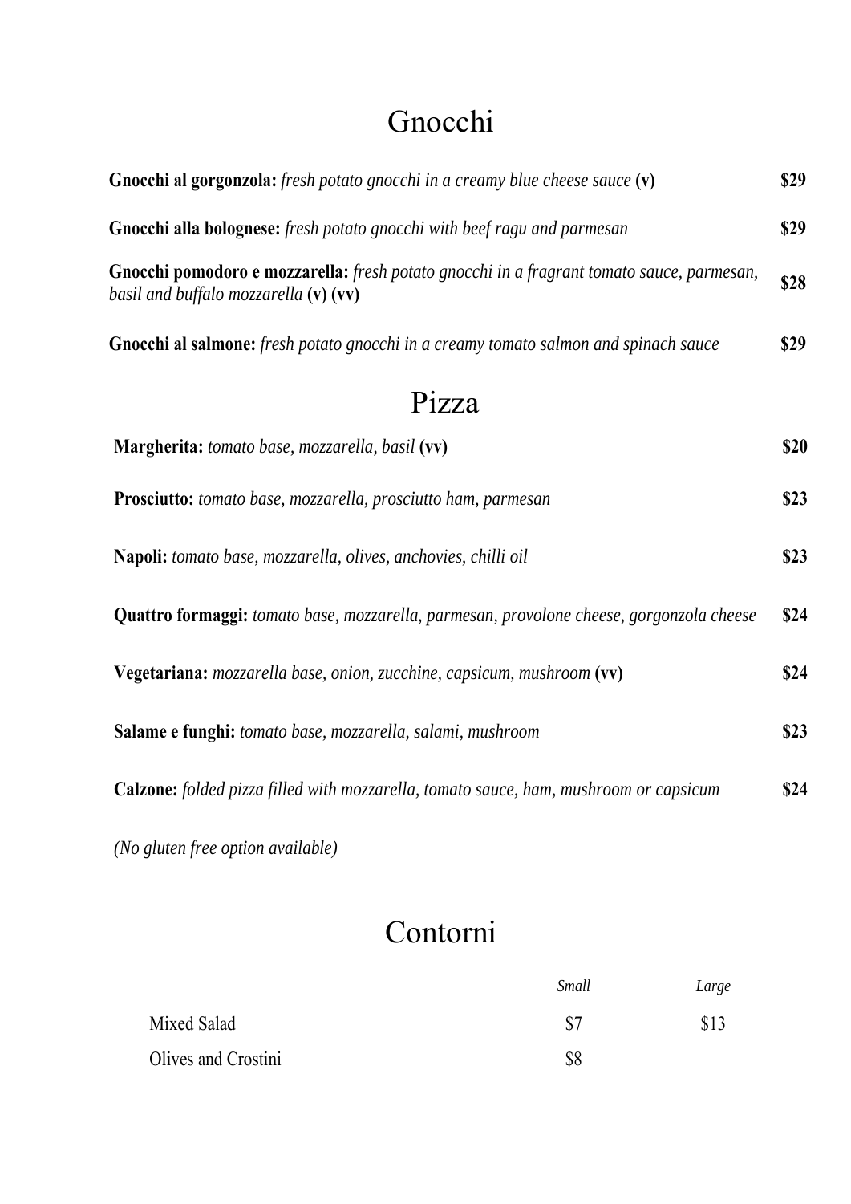# Gnocchi

**Gnocchi al gorgonzola:** *fresh potato gnocchi in a creamy blue cheese sauce* **(v)** **$29**

**Gnocchi alla bolognese:** *fresh potato gnocchi with beef ragu and parmesan* **$29**

**Gnocchi pomodoro e mozzarella:** *fresh potato gnocchi in a fragrant tomato sauce, parmesan, basil and buffalo mozzarella* **(v) (vv)** **$28**

**Gnocchi al salmone:** *fresh potato gnocchi in a creamy tomato salmon and spinach sauce* **$29**

# Pizza

**Margherita:** *tomato base, mozzarella, basil* **(vv)** **$20**

**Prosciutto:** *tomato base, mozzarella, prosciutto ham, parmesan* **$23**

**Napoli:** *tomato base, mozzarella, olives, anchovies, chilli oil* **$23**

**Quattro formaggi:** *tomato base, mozzarella, parmesan, provolone cheese, gorgonzola cheese* **$24**

**Vegetariana:** *mozzarella base, onion, zucchine, capsicum, mushroom* **(vv)** **$24**

**Salame e funghi:** *tomato base, mozzarella, salami, mushroom* **$23**

**Calzone:** *folded pizza filled with mozzarella, tomato sauce, ham, mushroom or capsicum* **$24**

*(No gluten free option available)*

# Contorni

| | *Small* | *Large* |
|---|---|---|
| Mixed Salad | $7 | $13 |
| Olives and Crostini | $8 | |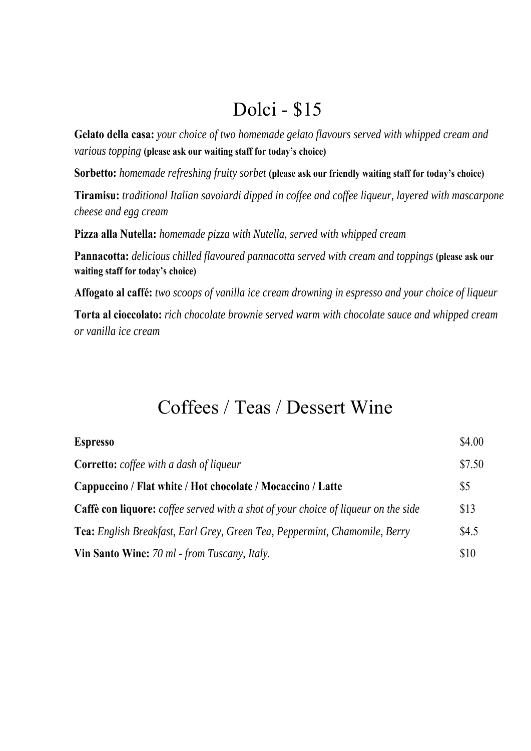# Dolci - $15

**Gelato della casa:** *your choice of two homemade gelato flavours served with whipped cream and various topping* **(please ask our waiting staff for today's choice)**

**Sorbetto:** *homemade refreshing fruity sorbet* **(please ask our friendly waiting staff for today's choice)**

**Tiramisu:** *traditional Italian savoiardi dipped in coffee and coffee liqueur, layered with mascarpone cheese and egg cream*

**Pizza alla Nutella:** *homemade pizza with Nutella, served with whipped cream*

**Pannacotta:** *delicious chilled flavoured pannacotta served with cream and toppings* **(please ask our waiting staff for today's choice)**

**Affogato al caffé:** *two scoops of vanilla ice cream drowning in espresso and your choice of liqueur*

**Torta al cioccolato:** *rich chocolate brownie served warm with chocolate sauce and whipped cream or vanilla ice cream*

# Coffees / Teas / Dessert Wine

| | |
|---|---|
| **Espresso** | $4.00 |
| **Corretto:** *coffee with a dash of liqueur* | $7.50 |
| **Cappuccino / Flat white / Hot chocolate / Mocaccino / Latte** | $5 |
| **Caffè con liquore:** *coffee served with a shot of your choice of liqueur on the side* | $13 |
| **Tea:** *English Breakfast, Earl Grey, Green Tea, Peppermint, Chamomile, Berry* | $4.5 |
| **Vin Santo Wine:** *70 ml - from Tuscany, Italy.* | $10 |